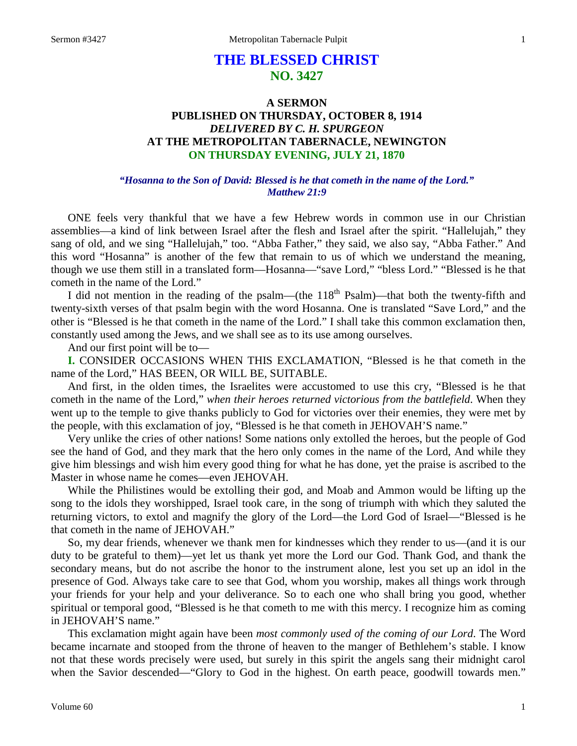# THE BLESSED CHRIST
## NO. 3427

### A SERMON
### PUBLISHED ON THURSDAY, OCTOBER 8, 1914
### *DELIVERED BY C. H. SPURGEON*
### AT THE METROPOLITAN TABERNACLE, NEWINGTON
### ON THURSDAY EVENING, JULY 21, 1870

***"Hosanna to the Son of David: Blessed is he that cometh in the name of the Lord." Matthew 21:9***

ONE feels very thankful that we have a few Hebrew words in common use in our Christian assemblies—a kind of link between Israel after the flesh and Israel after the spirit. "Hallelujah," they sang of old, and we sing "Hallelujah," too. "Abba Father," they said, we also say, "Abba Father." And this word "Hosanna" is another of the few that remain to us of which we understand the meaning, though we use them still in a translated form—Hosanna—"save Lord," "bless Lord." "Blessed is he that cometh in the name of the Lord."

I did not mention in the reading of the psalm—(the 118th Psalm)—that both the twenty-fifth and twenty-sixth verses of that psalm begin with the word Hosanna. One is translated "Save Lord," and the other is "Blessed is he that cometh in the name of the Lord." I shall take this common exclamation then, constantly used among the Jews, and we shall see as to its use among ourselves.

And our first point will be to—

**I.** CONSIDER OCCASIONS WHEN THIS EXCLAMATION, "Blessed is he that cometh in the name of the Lord," HAS BEEN, OR WILL BE, SUITABLE.

And first, in the olden times, the Israelites were accustomed to use this cry, "Blessed is he that cometh in the name of the Lord," *when their heroes returned victorious from the battlefield*. When they went up to the temple to give thanks publicly to God for victories over their enemies, they were met by the people, with this exclamation of joy, "Blessed is he that cometh in JEHOVAH'S name."

Very unlike the cries of other nations! Some nations only extolled the heroes, but the people of God see the hand of God, and they mark that the hero only comes in the name of the Lord, And while they give him blessings and wish him every good thing for what he has done, yet the praise is ascribed to the Master in whose name he comes—even JEHOVAH.

While the Philistines would be extolling their god, and Moab and Ammon would be lifting up the song to the idols they worshipped, Israel took care, in the song of triumph with which they saluted the returning victors, to extol and magnify the glory of the Lord—the Lord God of Israel—"Blessed is he that cometh in the name of JEHOVAH."

So, my dear friends, whenever we thank men for kindnesses which they render to us—(and it is our duty to be grateful to them)—yet let us thank yet more the Lord our God. Thank God, and thank the secondary means, but do not ascribe the honor to the instrument alone, lest you set up an idol in the presence of God. Always take care to see that God, whom you worship, makes all things work through your friends for your help and your deliverance. So to each one who shall bring you good, whether spiritual or temporal good, "Blessed is he that cometh to me with this mercy. I recognize him as coming in JEHOVAH'S name."

This exclamation might again have been *most commonly used of the coming of our Lord*. The Word became incarnate and stooped from the throne of heaven to the manger of Bethlehem's stable. I know not that these words precisely were used, but surely in this spirit the angels sang their midnight carol when the Savior descended—"Glory to God in the highest. On earth peace, goodwill towards men."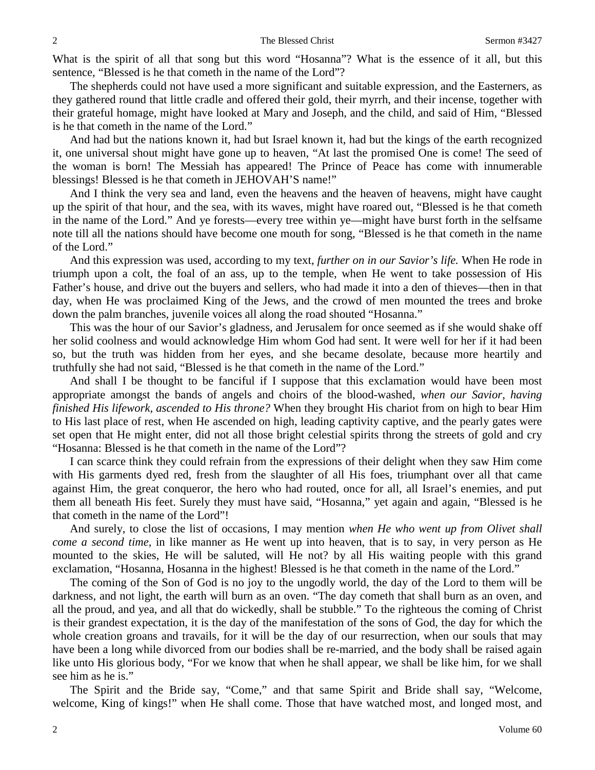What is the spirit of all that song but this word "Hosanna"? What is the essence of it all, but this sentence, "Blessed is he that cometh in the name of the Lord"?

The shepherds could not have used a more significant and suitable expression, and the Easterners, as they gathered round that little cradle and offered their gold, their myrrh, and their incense, together with their grateful homage, might have looked at Mary and Joseph, and the child, and said of Him, "Blessed is he that cometh in the name of the Lord."

And had but the nations known it, had but Israel known it, had but the kings of the earth recognized it, one universal shout might have gone up to heaven, "At last the promised One is come! The seed of the woman is born! The Messiah has appeared! The Prince of Peace has come with innumerable blessings! Blessed is he that cometh in JEHOVAH'S name!"

And I think the very sea and land, even the heavens and the heaven of heavens, might have caught up the spirit of that hour, and the sea, with its waves, might have roared out, "Blessed is he that cometh in the name of the Lord." And ye forests—every tree within ye—might have burst forth in the selfsame note till all the nations should have become one mouth for song, "Blessed is he that cometh in the name of the Lord."

And this expression was used, according to my text, *further on in our Savior's life.* When He rode in triumph upon a colt, the foal of an ass, up to the temple, when He went to take possession of His Father's house, and drive out the buyers and sellers, who had made it into a den of thieves—then in that day, when He was proclaimed King of the Jews, and the crowd of men mounted the trees and broke down the palm branches, juvenile voices all along the road shouted "Hosanna."

This was the hour of our Savior's gladness, and Jerusalem for once seemed as if she would shake off her solid coolness and would acknowledge Him whom God had sent. It were well for her if it had been so, but the truth was hidden from her eyes, and she became desolate, because more heartily and truthfully she had not said, "Blessed is he that cometh in the name of the Lord."

And shall I be thought to be fanciful if I suppose that this exclamation would have been most appropriate amongst the bands of angels and choirs of the blood-washed, *when our Savior, having finished His lifework, ascended to His throne?* When they brought His chariot from on high to bear Him to His last place of rest, when He ascended on high, leading captivity captive, and the pearly gates were set open that He might enter, did not all those bright celestial spirits throng the streets of gold and cry "Hosanna: Blessed is he that cometh in the name of the Lord"?

I can scarce think they could refrain from the expressions of their delight when they saw Him come with His garments dyed red, fresh from the slaughter of all His foes, triumphant over all that came against Him, the great conqueror, the hero who had routed, once for all, all Israel's enemies, and put them all beneath His feet. Surely they must have said, "Hosanna," yet again and again, "Blessed is he that cometh in the name of the Lord"!

And surely, to close the list of occasions, I may mention *when He who went up from Olivet shall come a second time,* in like manner as He went up into heaven, that is to say, in very person as He mounted to the skies, He will be saluted, will He not? by all His waiting people with this grand exclamation, "Hosanna, Hosanna in the highest! Blessed is he that cometh in the name of the Lord."

The coming of the Son of God is no joy to the ungodly world, the day of the Lord to them will be darkness, and not light, the earth will burn as an oven. "The day cometh that shall burn as an oven, and all the proud, and yea, and all that do wickedly, shall be stubble." To the righteous the coming of Christ is their grandest expectation, it is the day of the manifestation of the sons of God, the day for which the whole creation groans and travails, for it will be the day of our resurrection, when our souls that may have been a long while divorced from our bodies shall be re-married, and the body shall be raised again like unto His glorious body, "For we know that when he shall appear, we shall be like him, for we shall see him as he is."

The Spirit and the Bride say, "Come," and that same Spirit and Bride shall say, "Welcome, welcome, King of kings!" when He shall come. Those that have watched most, and longed most, and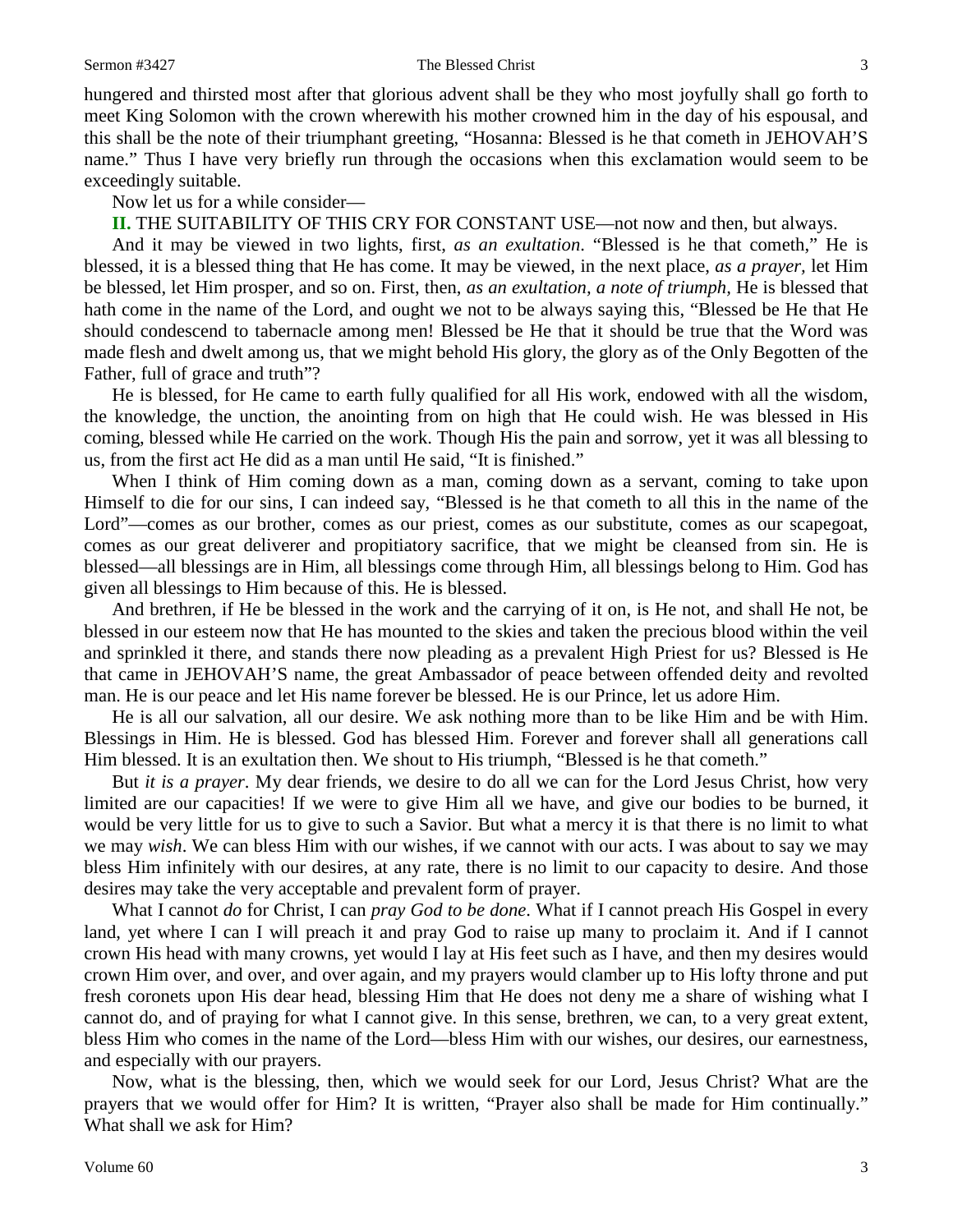hungered and thirsted most after that glorious advent shall be they who most joyfully shall go forth to meet King Solomon with the crown wherewith his mother crowned him in the day of his espousal, and this shall be the note of their triumphant greeting, "Hosanna: Blessed is he that cometh in JEHOVAH'S name." Thus I have very briefly run through the occasions when this exclamation would seem to be exceedingly suitable.

Now let us for a while consider—

**II.** THE SUITABILITY OF THIS CRY FOR CONSTANT USE—not now and then, but always.

And it may be viewed in two lights, first, *as an exultation*. "Blessed is he that cometh," He is blessed, it is a blessed thing that He has come. It may be viewed, in the next place, *as a prayer,* let Him be blessed, let Him prosper, and so on. First, then, *as an exultation, a note of triumph,* He is blessed that hath come in the name of the Lord, and ought we not to be always saying this, "Blessed be He that He should condescend to tabernacle among men! Blessed be He that it should be true that the Word was made flesh and dwelt among us, that we might behold His glory, the glory as of the Only Begotten of the Father, full of grace and truth"?

He is blessed, for He came to earth fully qualified for all His work, endowed with all the wisdom, the knowledge, the unction, the anointing from on high that He could wish. He was blessed in His coming, blessed while He carried on the work. Though His the pain and sorrow, yet it was all blessing to us, from the first act He did as a man until He said, "It is finished."

When I think of Him coming down as a man, coming down as a servant, coming to take upon Himself to die for our sins, I can indeed say, "Blessed is he that cometh to all this in the name of the Lord"—comes as our brother, comes as our priest, comes as our substitute, comes as our scapegoat, comes as our great deliverer and propitiatory sacrifice, that we might be cleansed from sin. He is blessed—all blessings are in Him, all blessings come through Him, all blessings belong to Him. God has given all blessings to Him because of this. He is blessed.

And brethren, if He be blessed in the work and the carrying of it on, is He not, and shall He not, be blessed in our esteem now that He has mounted to the skies and taken the precious blood within the veil and sprinkled it there, and stands there now pleading as a prevalent High Priest for us? Blessed is He that came in JEHOVAH'S name, the great Ambassador of peace between offended deity and revolted man. He is our peace and let His name forever be blessed. He is our Prince, let us adore Him.

He is all our salvation, all our desire. We ask nothing more than to be like Him and be with Him. Blessings in Him. He is blessed. God has blessed Him. Forever and forever shall all generations call Him blessed. It is an exultation then. We shout to His triumph, "Blessed is he that cometh."

But *it is a prayer*. My dear friends, we desire to do all we can for the Lord Jesus Christ, how very limited are our capacities! If we were to give Him all we have, and give our bodies to be burned, it would be very little for us to give to such a Savior. But what a mercy it is that there is no limit to what we may *wish*. We can bless Him with our wishes, if we cannot with our acts. I was about to say we may bless Him infinitely with our desires, at any rate, there is no limit to our capacity to desire. And those desires may take the very acceptable and prevalent form of prayer.

What I cannot *do* for Christ, I can *pray God to be done*. What if I cannot preach His Gospel in every land, yet where I can I will preach it and pray God to raise up many to proclaim it. And if I cannot crown His head with many crowns, yet would I lay at His feet such as I have, and then my desires would crown Him over, and over, and over again, and my prayers would clamber up to His lofty throne and put fresh coronets upon His dear head, blessing Him that He does not deny me a share of wishing what I cannot do, and of praying for what I cannot give. In this sense, brethren, we can, to a very great extent, bless Him who comes in the name of the Lord—bless Him with our wishes, our desires, our earnestness, and especially with our prayers.

Now, what is the blessing, then, which we would seek for our Lord, Jesus Christ? What are the prayers that we would offer for Him? It is written, "Prayer also shall be made for Him continually." What shall we ask for Him?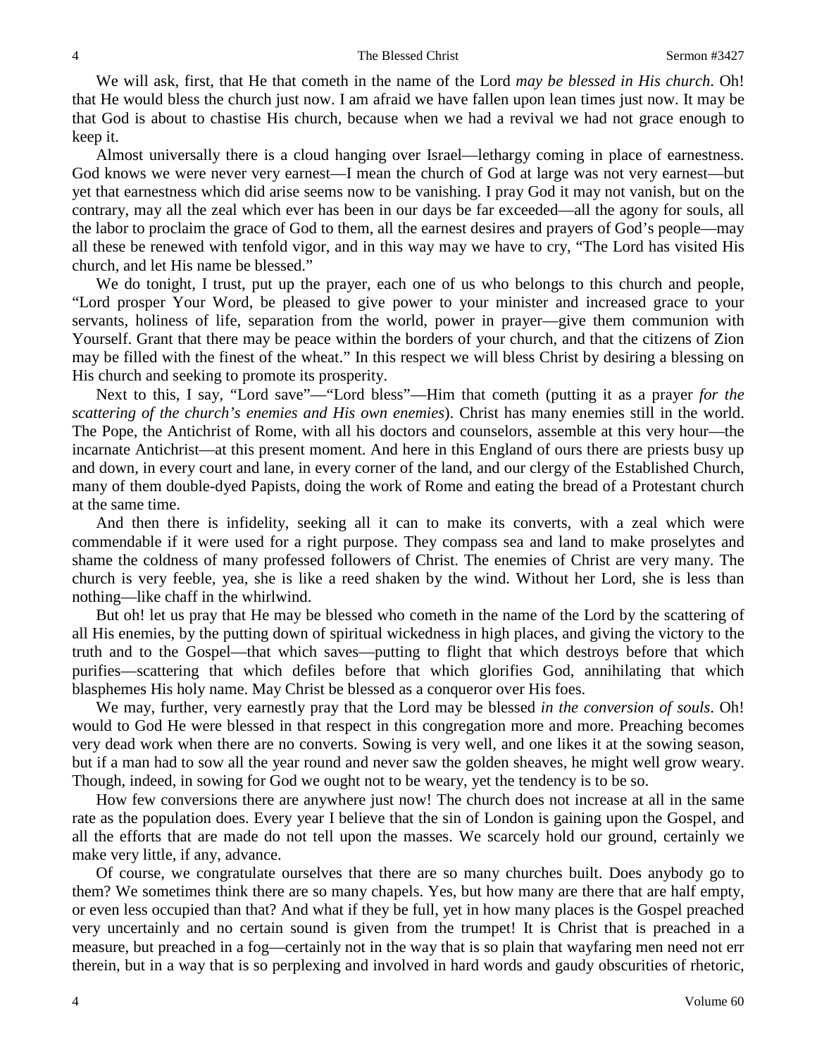We will ask, first, that He that cometh in the name of the Lord *may be blessed in His church*. Oh! that He would bless the church just now. I am afraid we have fallen upon lean times just now. It may be that God is about to chastise His church, because when we had a revival we had not grace enough to keep it.

Almost universally there is a cloud hanging over Israel—lethargy coming in place of earnestness. God knows we were never very earnest—I mean the church of God at large was not very earnest—but yet that earnestness which did arise seems now to be vanishing. I pray God it may not vanish, but on the contrary, may all the zeal which ever has been in our days be far exceeded—all the agony for souls, all the labor to proclaim the grace of God to them, all the earnest desires and prayers of God's people—may all these be renewed with tenfold vigor, and in this way may we have to cry, "The Lord has visited His church, and let His name be blessed."

We do tonight, I trust, put up the prayer, each one of us who belongs to this church and people, "Lord prosper Your Word, be pleased to give power to your minister and increased grace to your servants, holiness of life, separation from the world, power in prayer—give them communion with Yourself. Grant that there may be peace within the borders of your church, and that the citizens of Zion may be filled with the finest of the wheat." In this respect we will bless Christ by desiring a blessing on His church and seeking to promote its prosperity.

Next to this, I say, "Lord save"—"Lord bless"—Him that cometh (putting it as a prayer *for the scattering of the church's enemies and His own enemies*). Christ has many enemies still in the world. The Pope, the Antichrist of Rome, with all his doctors and counselors, assemble at this very hour—the incarnate Antichrist—at this present moment. And here in this England of ours there are priests busy up and down, in every court and lane, in every corner of the land, and our clergy of the Established Church, many of them double-dyed Papists, doing the work of Rome and eating the bread of a Protestant church at the same time.

And then there is infidelity, seeking all it can to make its converts, with a zeal which were commendable if it were used for a right purpose. They compass sea and land to make proselytes and shame the coldness of many professed followers of Christ. The enemies of Christ are very many. The church is very feeble, yea, she is like a reed shaken by the wind. Without her Lord, she is less than nothing—like chaff in the whirlwind.

But oh! let us pray that He may be blessed who cometh in the name of the Lord by the scattering of all His enemies, by the putting down of spiritual wickedness in high places, and giving the victory to the truth and to the Gospel—that which saves—putting to flight that which destroys before that which purifies—scattering that which defiles before that which glorifies God, annihilating that which blasphemes His holy name. May Christ be blessed as a conqueror over His foes.

We may, further, very earnestly pray that the Lord may be blessed *in the conversion of souls*. Oh! would to God He were blessed in that respect in this congregation more and more. Preaching becomes very dead work when there are no converts. Sowing is very well, and one likes it at the sowing season, but if a man had to sow all the year round and never saw the golden sheaves, he might well grow weary. Though, indeed, in sowing for God we ought not to be weary, yet the tendency is to be so.

How few conversions there are anywhere just now! The church does not increase at all in the same rate as the population does. Every year I believe that the sin of London is gaining upon the Gospel, and all the efforts that are made do not tell upon the masses. We scarcely hold our ground, certainly we make very little, if any, advance.

Of course, we congratulate ourselves that there are so many churches built. Does anybody go to them? We sometimes think there are so many chapels. Yes, but how many are there that are half empty, or even less occupied than that? And what if they be full, yet in how many places is the Gospel preached very uncertainly and no certain sound is given from the trumpet! It is Christ that is preached in a measure, but preached in a fog—certainly not in the way that is so plain that wayfaring men need not err therein, but in a way that is so perplexing and involved in hard words and gaudy obscurities of rhetoric,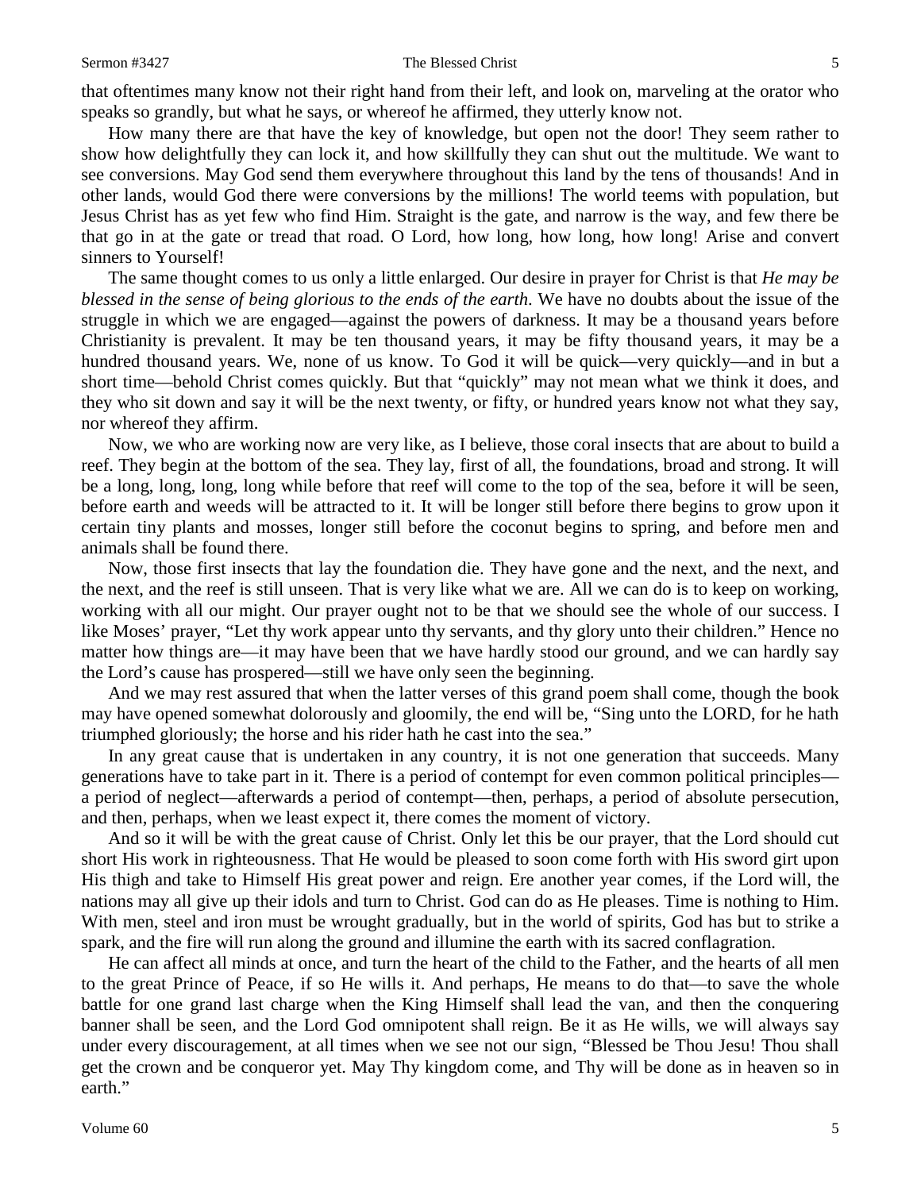that oftentimes many know not their right hand from their left, and look on, marveling at the orator who speaks so grandly, but what he says, or whereof he affirmed, they utterly know not.

How many there are that have the key of knowledge, but open not the door! They seem rather to show how delightfully they can lock it, and how skillfully they can shut out the multitude. We want to see conversions. May God send them everywhere throughout this land by the tens of thousands! And in other lands, would God there were conversions by the millions! The world teems with population, but Jesus Christ has as yet few who find Him. Straight is the gate, and narrow is the way, and few there be that go in at the gate or tread that road. O Lord, how long, how long, how long! Arise and convert sinners to Yourself!

The same thought comes to us only a little enlarged. Our desire in prayer for Christ is that *He may be blessed in the sense of being glorious to the ends of the earth*. We have no doubts about the issue of the struggle in which we are engaged—against the powers of darkness. It may be a thousand years before Christianity is prevalent. It may be ten thousand years, it may be fifty thousand years, it may be a hundred thousand years. We, none of us know. To God it will be quick—very quickly—and in but a short time—behold Christ comes quickly. But that "quickly" may not mean what we think it does, and they who sit down and say it will be the next twenty, or fifty, or hundred years know not what they say, nor whereof they affirm.

Now, we who are working now are very like, as I believe, those coral insects that are about to build a reef. They begin at the bottom of the sea. They lay, first of all, the foundations, broad and strong. It will be a long, long, long, long while before that reef will come to the top of the sea, before it will be seen, before earth and weeds will be attracted to it. It will be longer still before there begins to grow upon it certain tiny plants and mosses, longer still before the coconut begins to spring, and before men and animals shall be found there.

Now, those first insects that lay the foundation die. They have gone and the next, and the next, and the next, and the reef is still unseen. That is very like what we are. All we can do is to keep on working, working with all our might. Our prayer ought not to be that we should see the whole of our success. I like Moses' prayer, "Let thy work appear unto thy servants, and thy glory unto their children." Hence no matter how things are—it may have been that we have hardly stood our ground, and we can hardly say the Lord's cause has prospered—still we have only seen the beginning.

And we may rest assured that when the latter verses of this grand poem shall come, though the book may have opened somewhat dolorously and gloomily, the end will be, "Sing unto the LORD, for he hath triumphed gloriously; the horse and his rider hath he cast into the sea."

In any great cause that is undertaken in any country, it is not one generation that succeeds. Many generations have to take part in it. There is a period of contempt for even common political principles—a period of neglect—afterwards a period of contempt—then, perhaps, a period of absolute persecution, and then, perhaps, when we least expect it, there comes the moment of victory.

And so it will be with the great cause of Christ. Only let this be our prayer, that the Lord should cut short His work in righteousness. That He would be pleased to soon come forth with His sword girt upon His thigh and take to Himself His great power and reign. Ere another year comes, if the Lord will, the nations may all give up their idols and turn to Christ. God can do as He pleases. Time is nothing to Him. With men, steel and iron must be wrought gradually, but in the world of spirits, God has but to strike a spark, and the fire will run along the ground and illumine the earth with its sacred conflagration.

He can affect all minds at once, and turn the heart of the child to the Father, and the hearts of all men to the great Prince of Peace, if so He wills it. And perhaps, He means to do that—to save the whole battle for one grand last charge when the King Himself shall lead the van, and then the conquering banner shall be seen, and the Lord God omnipotent shall reign. Be it as He wills, we will always say under every discouragement, at all times when we see not our sign, "Blessed be Thou Jesu! Thou shall get the crown and be conqueror yet. May Thy kingdom come, and Thy will be done as in heaven so in earth."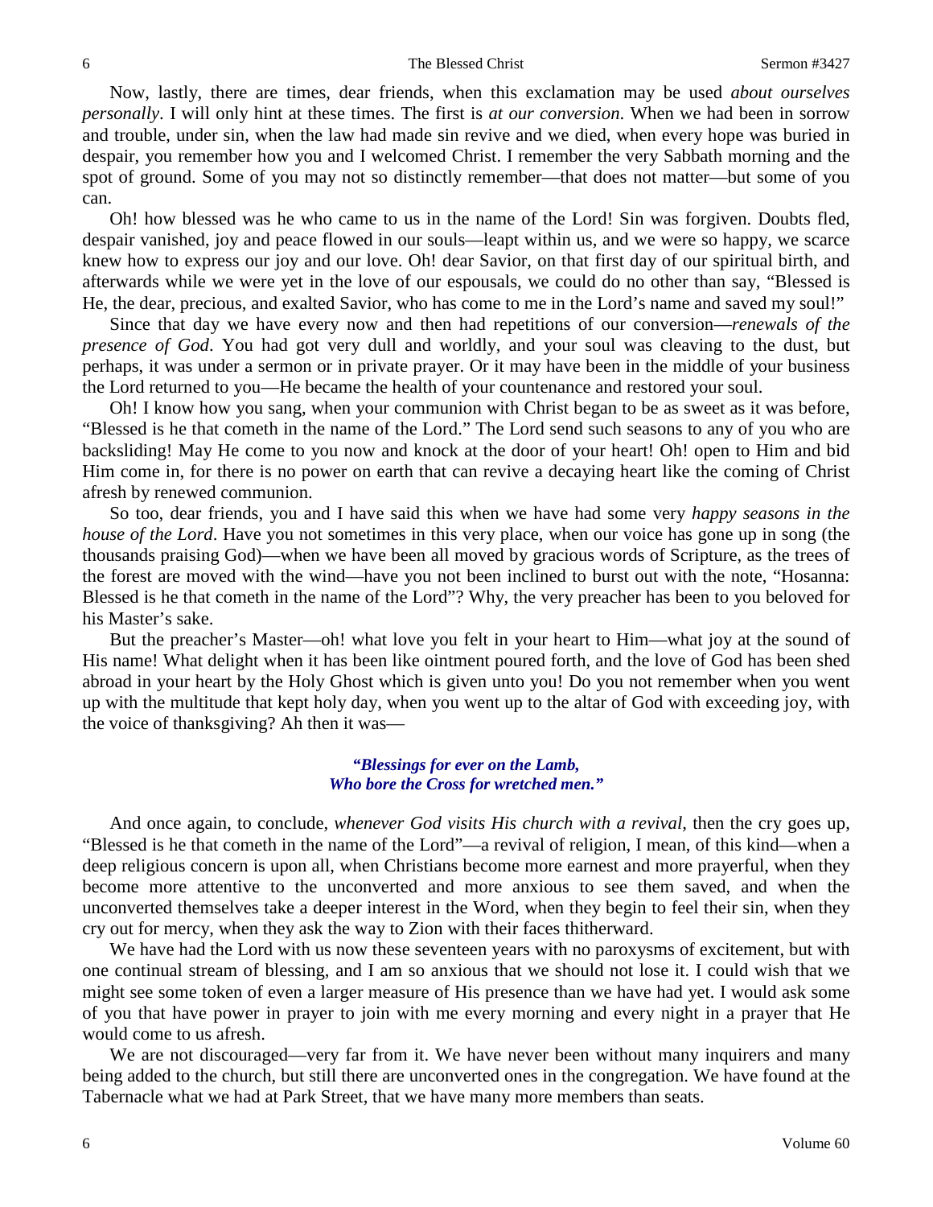Now, lastly, there are times, dear friends, when this exclamation may be used *about ourselves personally*. I will only hint at these times. The first is *at our conversion*. When we had been in sorrow and trouble, under sin, when the law had made sin revive and we died, when every hope was buried in despair, you remember how you and I welcomed Christ. I remember the very Sabbath morning and the spot of ground. Some of you may not so distinctly remember—that does not matter—but some of you can.

Oh! how blessed was he who came to us in the name of the Lord! Sin was forgiven. Doubts fled, despair vanished, joy and peace flowed in our souls—leapt within us, and we were so happy, we scarce knew how to express our joy and our love. Oh! dear Savior, on that first day of our spiritual birth, and afterwards while we were yet in the love of our espousals, we could do no other than say, "Blessed is He, the dear, precious, and exalted Savior, who has come to me in the Lord's name and saved my soul!"

Since that day we have every now and then had repetitions of our conversion—*renewals of the presence of God*. You had got very dull and worldly, and your soul was cleaving to the dust, but perhaps, it was under a sermon or in private prayer. Or it may have been in the middle of your business the Lord returned to you—He became the health of your countenance and restored your soul.

Oh! I know how you sang, when your communion with Christ began to be as sweet as it was before, "Blessed is he that cometh in the name of the Lord." The Lord send such seasons to any of you who are backsliding! May He come to you now and knock at the door of your heart! Oh! open to Him and bid Him come in, for there is no power on earth that can revive a decaying heart like the coming of Christ afresh by renewed communion.

So too, dear friends, you and I have said this when we have had some very *happy seasons in the house of the Lord*. Have you not sometimes in this very place, when our voice has gone up in song (the thousands praising God)—when we have been all moved by gracious words of Scripture, as the trees of the forest are moved with the wind—have you not been inclined to burst out with the note, "Hosanna: Blessed is he that cometh in the name of the Lord"? Why, the very preacher has been to you beloved for his Master's sake.

But the preacher's Master—oh! what love you felt in your heart to Him—what joy at the sound of His name! What delight when it has been like ointment poured forth, and the love of God has been shed abroad in your heart by the Holy Ghost which is given unto you! Do you not remember when you went up with the multitude that kept holy day, when you went up to the altar of God with exceeding joy, with the voice of thanksgiving? Ah then it was—

> ***"Blessings for ever on the Lamb,***
> ***Who bore the Cross for wretched men."***

And once again, to conclude, *whenever God visits His church with a revival*, then the cry goes up, "Blessed is he that cometh in the name of the Lord"—a revival of religion, I mean, of this kind—when a deep religious concern is upon all, when Christians become more earnest and more prayerful, when they become more attentive to the unconverted and more anxious to see them saved, and when the unconverted themselves take a deeper interest in the Word, when they begin to feel their sin, when they cry out for mercy, when they ask the way to Zion with their faces thitherward.

We have had the Lord with us now these seventeen years with no paroxysms of excitement, but with one continual stream of blessing, and I am so anxious that we should not lose it. I could wish that we might see some token of even a larger measure of His presence than we have had yet. I would ask some of you that have power in prayer to join with me every morning and every night in a prayer that He would come to us afresh.

We are not discouraged—very far from it. We have never been without many inquirers and many being added to the church, but still there are unconverted ones in the congregation. We have found at the Tabernacle what we had at Park Street, that we have many more members than seats.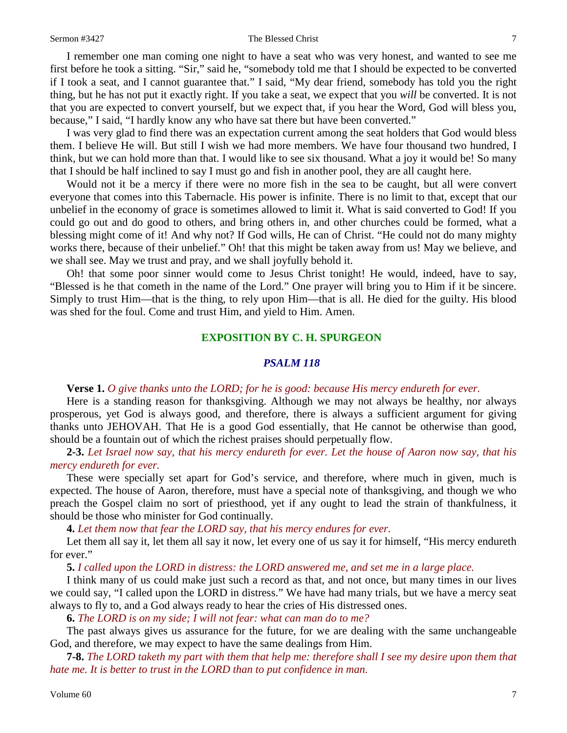I remember one man coming one night to have a seat who was very honest, and wanted to see me first before he took a sitting. "Sir," said he, "somebody told me that I should be expected to be converted if I took a seat, and I cannot guarantee that." I said, "My dear friend, somebody has told you the right thing, but he has not put it exactly right. If you take a seat, we expect that you *will* be converted. It is not that you are expected to convert yourself, but we expect that, if you hear the Word, God will bless you, because," I said, "I hardly know any who have sat there but have been converted."

I was very glad to find there was an expectation current among the seat holders that God would bless them. I believe He will. But still I wish we had more members. We have four thousand two hundred, I think, but we can hold more than that. I would like to see six thousand. What a joy it would be! So many that I should be half inclined to say I must go and fish in another pool, they are all caught here.

Would not it be a mercy if there were no more fish in the sea to be caught, but all were convert everyone that comes into this Tabernacle. His power is infinite. There is no limit to that, except that our unbelief in the economy of grace is sometimes allowed to limit it. What is said converted to God! If you could go out and do good to others, and bring others in, and other churches could be formed, what a blessing might come of it! And why not? If God wills, He can of Christ. "He could not do many mighty works there, because of their unbelief." Oh! that this might be taken away from us! May we believe, and we shall see. May we trust and pray, and we shall joyfully behold it.

Oh! that some poor sinner would come to Jesus Christ tonight! He would, indeed, have to say, "Blessed is he that cometh in the name of the Lord." One prayer will bring you to Him if it be sincere. Simply to trust Him—that is the thing, to rely upon Him—that is all. He died for the guilty. His blood was shed for the foul. Come and trust Him, and yield to Him. Amen.

## EXPOSITION BY C. H. SPURGEON

### *PSALM 118*

**Verse 1.** *O give thanks unto the LORD; for he is good: because His mercy endureth for ever.*

Here is a standing reason for thanksgiving. Although we may not always be healthy, nor always prosperous, yet God is always good, and therefore, there is always a sufficient argument for giving thanks unto JEHOVAH. That He is a good God essentially, that He cannot be otherwise than good, should be a fountain out of which the richest praises should perpetually flow.

**2-3.** *Let Israel now say, that his mercy endureth for ever. Let the house of Aaron now say, that his mercy endureth for ever.*

These were specially set apart for God's service, and therefore, where much in given, much is expected. The house of Aaron, therefore, must have a special note of thanksgiving, and though we who preach the Gospel claim no sort of priesthood, yet if any ought to lead the strain of thankfulness, it should be those who minister for God continually.

**4.** *Let them now that fear the LORD say, that his mercy endures for ever.*

Let them all say it, let them all say it now, let every one of us say it for himself, "His mercy endureth for ever."

**5.** *I called upon the LORD in distress: the LORD answered me, and set me in a large place.*

I think many of us could make just such a record as that, and not once, but many times in our lives we could say, "I called upon the LORD in distress." We have had many trials, but we have a mercy seat always to fly to, and a God always ready to hear the cries of His distressed ones.

**6.** *The LORD is on my side; I will not fear: what can man do to me?*

The past always gives us assurance for the future, for we are dealing with the same unchangeable God, and therefore, we may expect to have the same dealings from Him.

**7-8.** *The LORD taketh my part with them that help me: therefore shall I see my desire upon them that hate me. It is better to trust in the LORD than to put confidence in man.*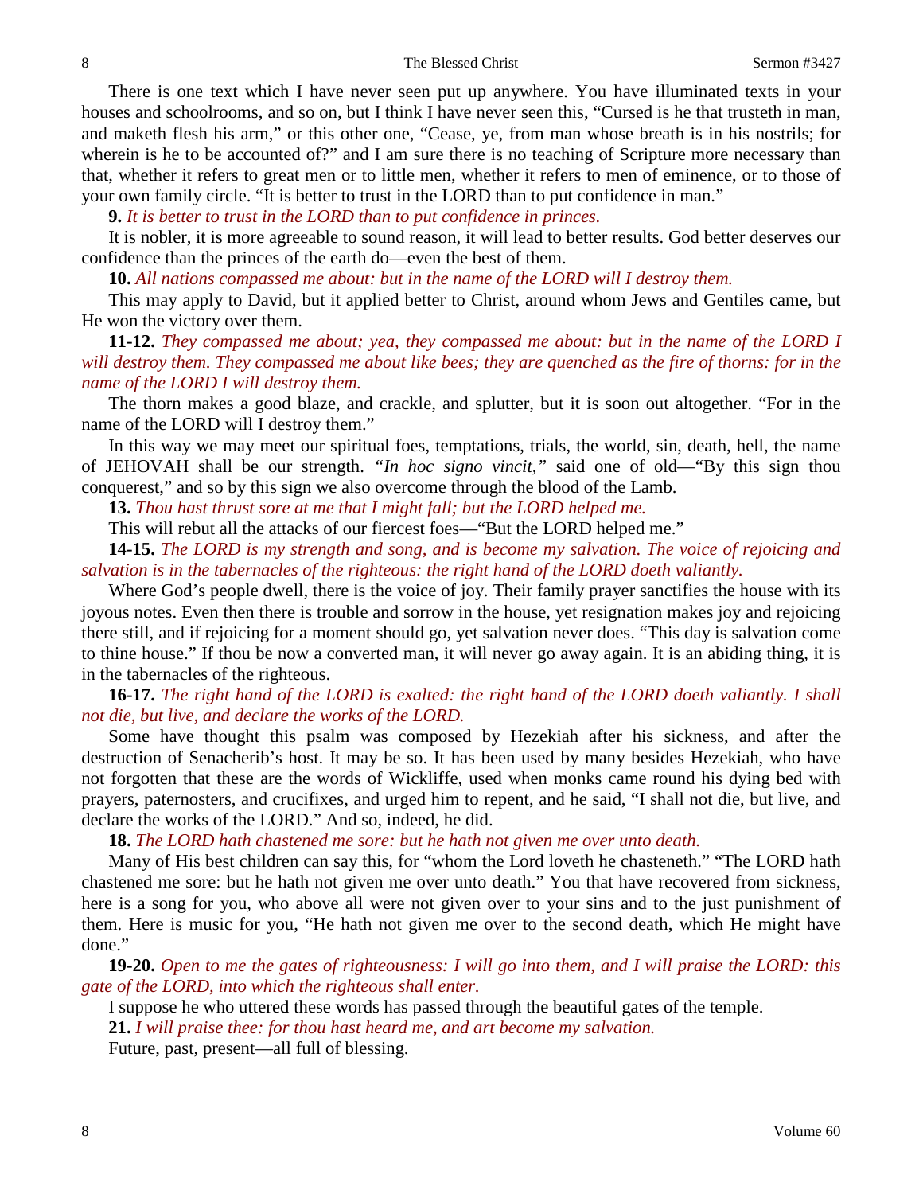There is one text which I have never seen put up anywhere. You have illuminated texts in your houses and schoolrooms, and so on, but I think I have never seen this, "Cursed is he that trusteth in man, and maketh flesh his arm," or this other one, "Cease, ye, from man whose breath is in his nostrils; for wherein is he to be accounted of?" and I am sure there is no teaching of Scripture more necessary than that, whether it refers to great men or to little men, whether it refers to men of eminence, or to those of your own family circle. "It is better to trust in the LORD than to put confidence in man."

**9.** *It is better to trust in the LORD than to put confidence in princes.*

It is nobler, it is more agreeable to sound reason, it will lead to better results. God better deserves our confidence than the princes of the earth do—even the best of them.

**10.** *All nations compassed me about: but in the name of the LORD will I destroy them.*

This may apply to David, but it applied better to Christ, around whom Jews and Gentiles came, but He won the victory over them.

**11-12.** *They compassed me about; yea, they compassed me about: but in the name of the LORD I will destroy them. They compassed me about like bees; they are quenched as the fire of thorns: for in the name of the LORD I will destroy them.*

The thorn makes a good blaze, and crackle, and splutter, but it is soon out altogether. "For in the name of the LORD will I destroy them."

In this way we may meet our spiritual foes, temptations, trials, the world, sin, death, hell, the name of JEHOVAH shall be our strength. *"In hoc signo vincit,"* said one of old—"By this sign thou conquerest," and so by this sign we also overcome through the blood of the Lamb.

**13.** *Thou hast thrust sore at me that I might fall; but the LORD helped me.*

This will rebut all the attacks of our fiercest foes—"But the LORD helped me."

**14-15.** *The LORD is my strength and song, and is become my salvation. The voice of rejoicing and salvation is in the tabernacles of the righteous: the right hand of the LORD doeth valiantly.*

Where God's people dwell, there is the voice of joy. Their family prayer sanctifies the house with its joyous notes. Even then there is trouble and sorrow in the house, yet resignation makes joy and rejoicing there still, and if rejoicing for a moment should go, yet salvation never does. "This day is salvation come to thine house." If thou be now a converted man, it will never go away again. It is an abiding thing, it is in the tabernacles of the righteous.

**16-17.** *The right hand of the LORD is exalted: the right hand of the LORD doeth valiantly. I shall not die, but live, and declare the works of the LORD.*

Some have thought this psalm was composed by Hezekiah after his sickness, and after the destruction of Senacherib's host. It may be so. It has been used by many besides Hezekiah, who have not forgotten that these are the words of Wickliffe, used when monks came round his dying bed with prayers, paternosters, and crucifixes, and urged him to repent, and he said, "I shall not die, but live, and declare the works of the LORD." And so, indeed, he did.

**18.** *The LORD hath chastened me sore: but he hath not given me over unto death.*

Many of His best children can say this, for "whom the Lord loveth he chasteneth." "The LORD hath chastened me sore: but he hath not given me over unto death." You that have recovered from sickness, here is a song for you, who above all were not given over to your sins and to the just punishment of them. Here is music for you, "He hath not given me over to the second death, which He might have done."

**19-20.** *Open to me the gates of righteousness: I will go into them, and I will praise the LORD: this gate of the LORD, into which the righteous shall enter.*

I suppose he who uttered these words has passed through the beautiful gates of the temple.

**21.** *I will praise thee: for thou hast heard me, and art become my salvation.*

Future, past, present—all full of blessing.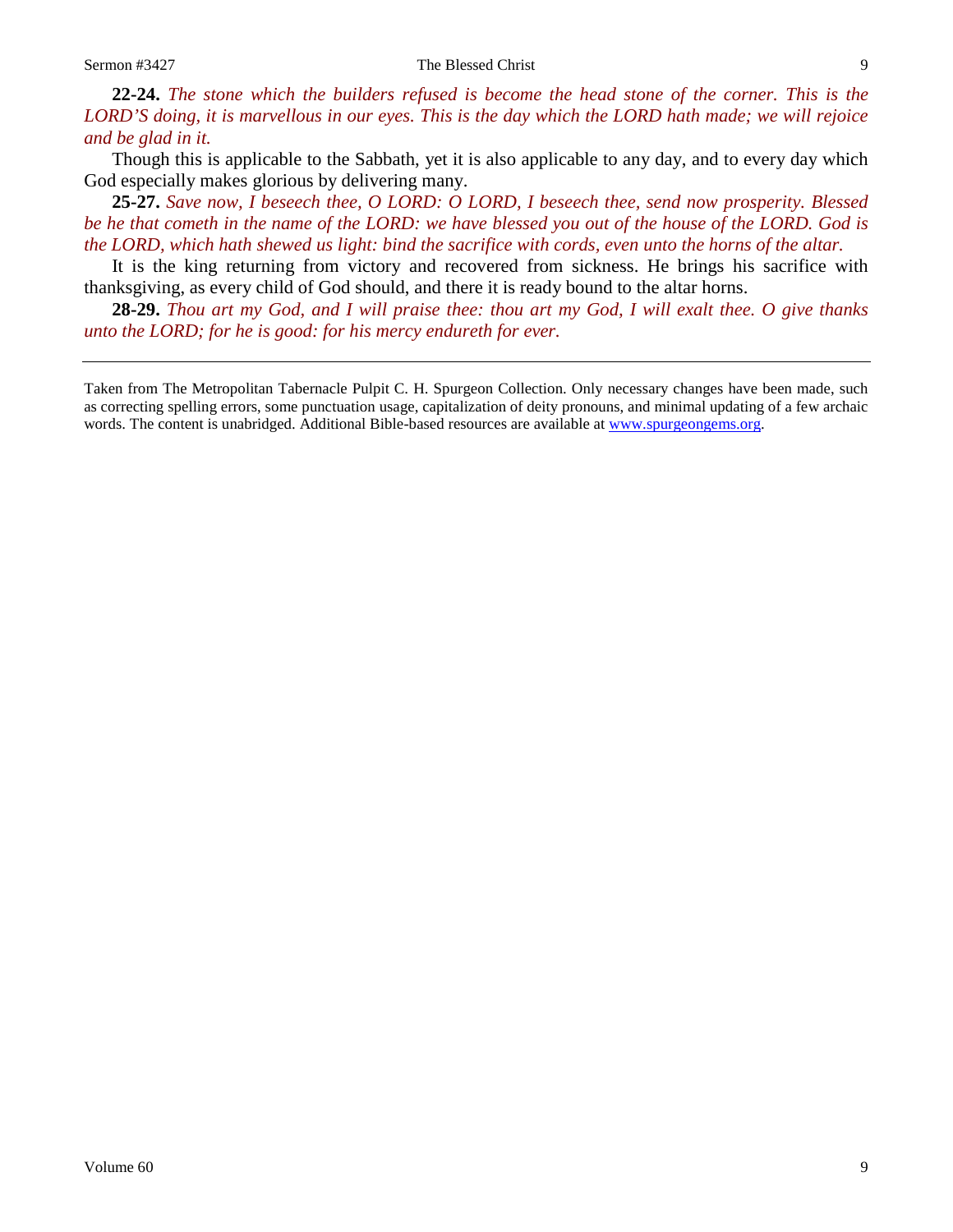**22-24.** *The stone which the builders refused is become the head stone of the corner. This is the LORD'S doing, it is marvellous in our eyes. This is the day which the LORD hath made; we will rejoice and be glad in it.*

Though this is applicable to the Sabbath, yet it is also applicable to any day, and to every day which God especially makes glorious by delivering many.

**25-27.** *Save now, I beseech thee, O LORD: O LORD, I beseech thee, send now prosperity. Blessed be he that cometh in the name of the LORD: we have blessed you out of the house of the LORD. God is the LORD, which hath shewed us light: bind the sacrifice with cords, even unto the horns of the altar.*

It is the king returning from victory and recovered from sickness. He brings his sacrifice with thanksgiving, as every child of God should, and there it is ready bound to the altar horns.

**28-29.** *Thou art my God, and I will praise thee: thou art my God, I will exalt thee. O give thanks unto the LORD; for he is good: for his mercy endureth for ever.*

---

Taken from The Metropolitan Tabernacle Pulpit C. H. Spurgeon Collection. Only necessary changes have been made, such as correcting spelling errors, some punctuation usage, capitalization of deity pronouns, and minimal updating of a few archaic words. The content is unabridged. Additional Bible-based resources are available at [www.spurgeongems.org](http://www.spurgeongems.org).